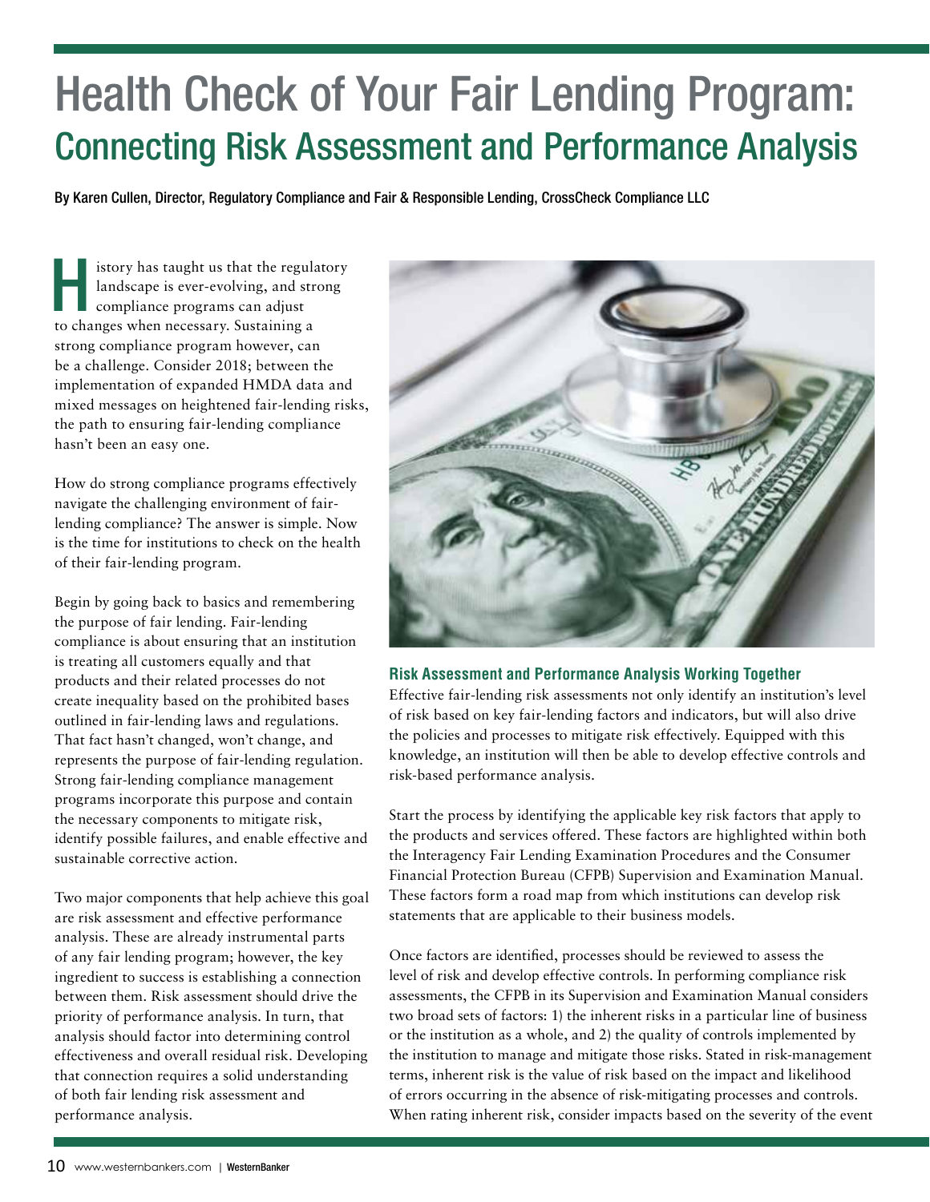# Health Check of Your Fair Lending Program:
## Connecting Risk Assessment and Performance Analysis

By Karen Cullen, Director, Regulatory Compliance and Fair & Responsible Lending, CrossCheck Compliance LLC

History has taught us that the regulatory landscape is ever-evolving, and strong compliance programs can adjust to changes when necessary. Sustaining a strong compliance program however, can be a challenge. Consider 2018; between the implementation of expanded HMDA data and mixed messages on heightened fair-lending risks, the path to ensuring fair-lending compliance hasn't been an easy one.

How do strong compliance programs effectively navigate the challenging environment of fair-lending compliance? The answer is simple. Now is the time for institutions to check on the health of their fair-lending program.

Begin by going back to basics and remembering the purpose of fair lending. Fair-lending compliance is about ensuring that an institution is treating all customers equally and that products and their related processes do not create inequality based on the prohibited bases outlined in fair-lending laws and regulations. That fact hasn't changed, won't change, and represents the purpose of fair-lending regulation. Strong fair-lending compliance management programs incorporate this purpose and contain the necessary components to mitigate risk, identify possible failures, and enable effective and sustainable corrective action.

Two major components that help achieve this goal are risk assessment and effective performance analysis. These are already instrumental parts of any fair lending program; however, the key ingredient to success is establishing a connection between them. Risk assessment should drive the priority of performance analysis. In turn, that analysis should factor into determining control effectiveness and overall residual risk. Developing that connection requires a solid understanding of both fair lending risk assessment and performance analysis.

### Risk Assessment and Performance Analysis Working Together

Effective fair-lending risk assessments not only identify an institution's level of risk based on key fair-lending factors and indicators, but will also drive the policies and processes to mitigate risk effectively. Equipped with this knowledge, an institution will then be able to develop effective controls and risk-based performance analysis.

Start the process by identifying the applicable key risk factors that apply to the products and services offered. These factors are highlighted within both the Interagency Fair Lending Examination Procedures and the Consumer Financial Protection Bureau (CFPB) Supervision and Examination Manual. These factors form a road map from which institutions can develop risk statements that are applicable to their business models.

Once factors are identified, processes should be reviewed to assess the level of risk and develop effective controls. In performing compliance risk assessments, the CFPB in its Supervision and Examination Manual considers two broad sets of factors: 1) the inherent risks in a particular line of business or the institution as a whole, and 2) the quality of controls implemented by the institution to manage and mitigate those risks. Stated in risk-management terms, inherent risk is the value of risk based on the impact and likelihood of errors occurring in the absence of risk-mitigating processes and controls. When rating inherent risk, consider impacts based on the severity of the event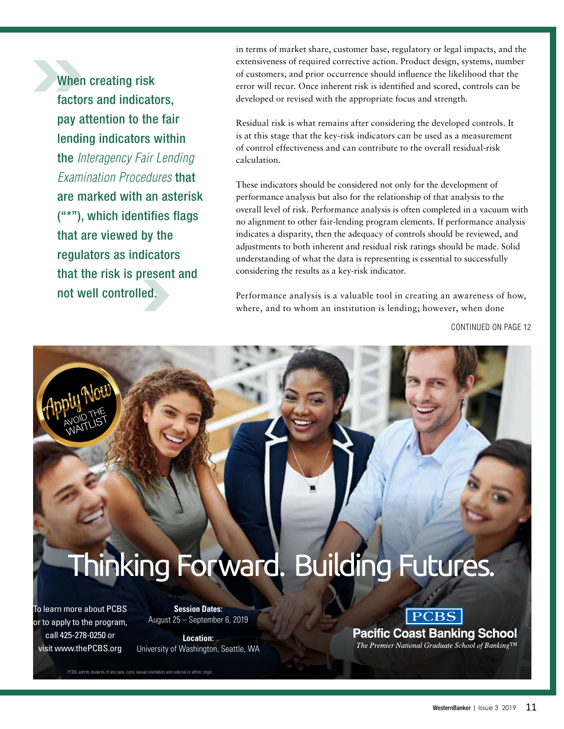> When creating risk factors and indicators, pay attention to the fair lending indicators within the *Interagency Fair Lending Examination Procedures* that are marked with an asterisk ("*"), which identifies flags that are viewed by the regulators as indicators that the risk is present and not well controlled.

in terms of market share, customer base, regulatory or legal impacts, and the extensiveness of required corrective action. Product design, systems, number of customers, and prior occurrence should influence the likelihood that the error will recur. Once inherent risk is identified and scored, controls can be developed or revised with the appropriate focus and strength.

Residual risk is what remains after considering the developed controls. It is at this stage that the key-risk indicators can be used as a measurement of control effectiveness and can contribute to the overall residual-risk calculation.

These indicators should be considered not only for the development of performance analysis but also for the relationship of that analysis to the overall level of risk. Performance analysis is often completed in a vacuum with no alignment to other fair-lending program elements. If performance analysis indicates a disparity, then the adequacy of controls should be reviewed, and adjustments to both inherent and residual risk ratings should be made. Solid understanding of what the data is representing is essential to successfully considering the results as a key-risk indicator.

Performance analysis is a valuable tool in creating an awareness of how, where, and to whom an institution is lending; however, when done

CONTINUED ON PAGE 12

Apply Now
AVOID THE WAITLIST

Thinking Forward. Building Futures.

To learn more about PCBS or to apply to the program, call 425-278-0250 or visit www.thePCBS.org

**Session Dates:**
August 25 – September 6, 2019

**Location:**
University of Washington, Seattle, WA

**PCBS**
**Pacific Coast Banking School**
*The Premier National Graduate School of Banking™*

PCBS admits students of any race, color, sexual orientation and national or ethnic origin.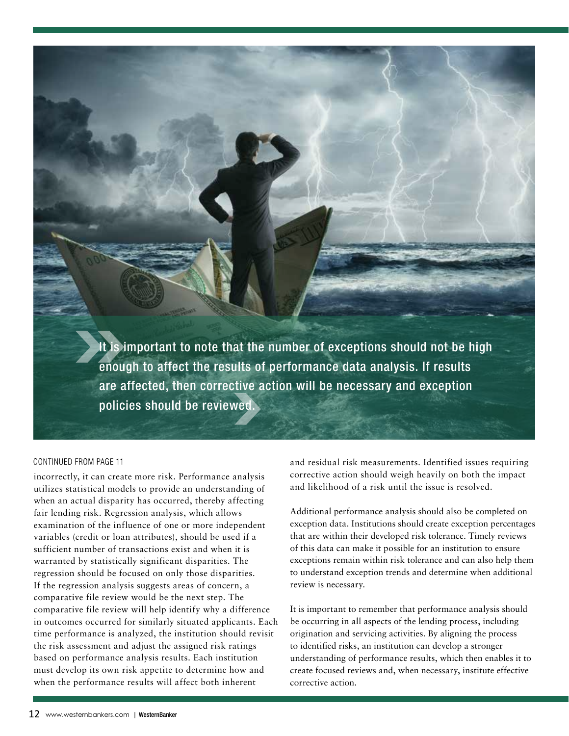> It is important to note that the number of exceptions should not be high enough to affect the results of performance data analysis. If results are affected, then corrective action will be necessary and exception policies should be reviewed.

CONTINUED FROM PAGE 11

incorrectly, it can create more risk. Performance analysis utilizes statistical models to provide an understanding of when an actual disparity has occurred, thereby affecting fair lending risk. Regression analysis, which allows examination of the influence of one or more independent variables (credit or loan attributes), should be used if a sufficient number of transactions exist and when it is warranted by statistically significant disparities. The regression should be focused on only those disparities. If the regression analysis suggests areas of concern, a comparative file review would be the next step. The comparative file review will help identify why a difference in outcomes occurred for similarly situated applicants. Each time performance is analyzed, the institution should revisit the risk assessment and adjust the assigned risk ratings based on performance analysis results. Each institution must develop its own risk appetite to determine how and when the performance results will affect both inherent and residual risk measurements. Identified issues requiring corrective action should weigh heavily on both the impact and likelihood of a risk until the issue is resolved.

Additional performance analysis should also be completed on exception data. Institutions should create exception percentages that are within their developed risk tolerance. Timely reviews of this data can make it possible for an institution to ensure exceptions remain within risk tolerance and can also help them to understand exception trends and determine when additional review is necessary.

It is important to remember that performance analysis should be occurring in all aspects of the lending process, including origination and servicing activities. By aligning the process to identified risks, an institution can develop a stronger understanding of performance results, which then enables it to create focused reviews and, when necessary, institute effective corrective action.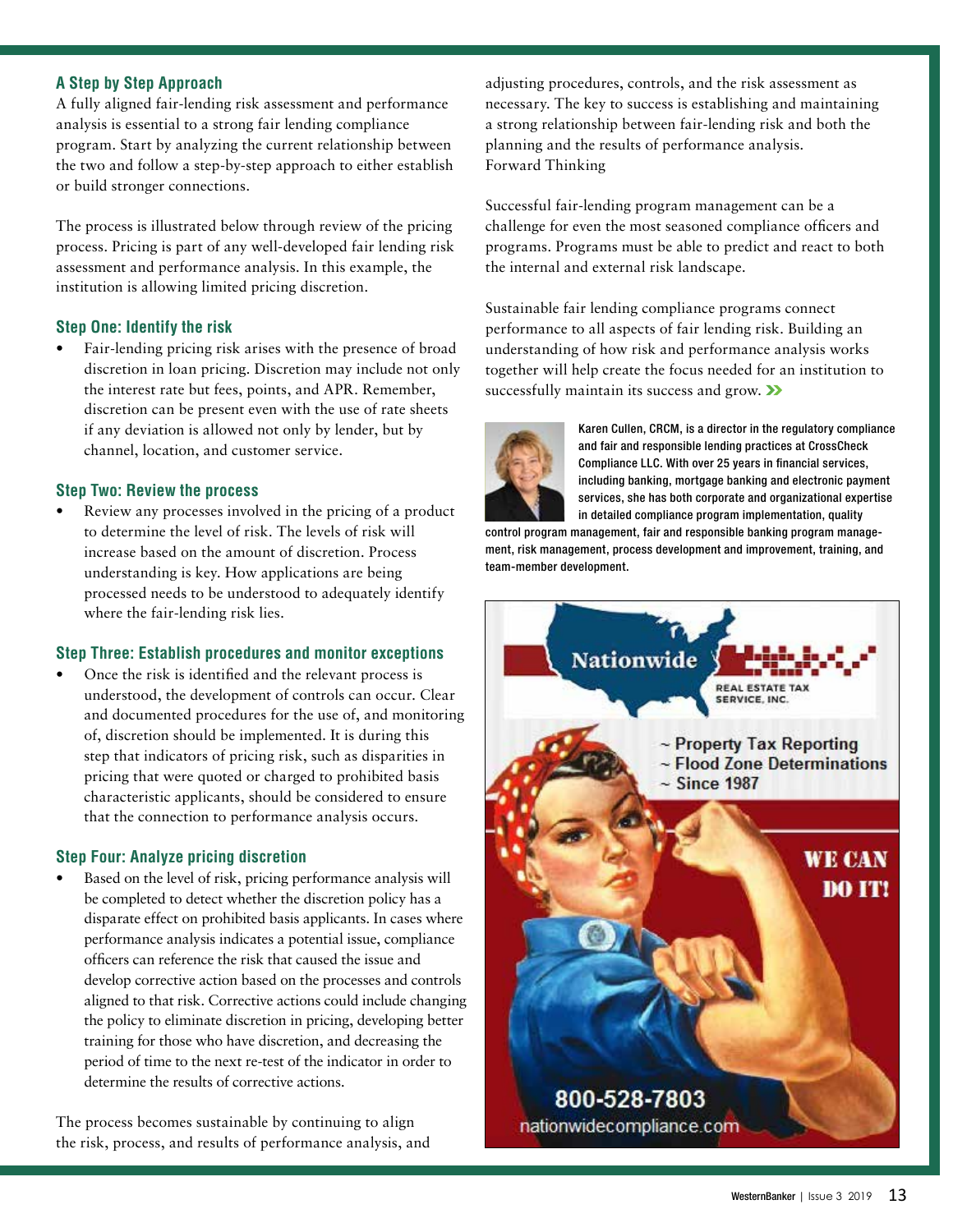### A Step by Step Approach

A fully aligned fair-lending risk assessment and performance analysis is essential to a strong fair lending compliance program. Start by analyzing the current relationship between the two and follow a step-by-step approach to either establish or build stronger connections.

The process is illustrated below through review of the pricing process. Pricing is part of any well-developed fair lending risk assessment and performance analysis. In this example, the institution is allowing limited pricing discretion.

### Step One: Identify the risk

- Fair-lending pricing risk arises with the presence of broad discretion in loan pricing. Discretion may include not only the interest rate but fees, points, and APR. Remember, discretion can be present even with the use of rate sheets if any deviation is allowed not only by lender, but by channel, location, and customer service.

### Step Two: Review the process

- Review any processes involved in the pricing of a product to determine the level of risk. The levels of risk will increase based on the amount of discretion. Process understanding is key. How applications are being processed needs to be understood to adequately identify where the fair-lending risk lies.

### Step Three: Establish procedures and monitor exceptions

- Once the risk is identified and the relevant process is understood, the development of controls can occur. Clear and documented procedures for the use of, and monitoring of, discretion should be implemented. It is during this step that indicators of pricing risk, such as disparities in pricing that were quoted or charged to prohibited basis characteristic applicants, should be considered to ensure that the connection to performance analysis occurs.

### Step Four: Analyze pricing discretion

- Based on the level of risk, pricing performance analysis will be completed to detect whether the discretion policy has a disparate effect on prohibited basis applicants. In cases where performance analysis indicates a potential issue, compliance officers can reference the risk that caused the issue and develop corrective action based on the processes and controls aligned to that risk. Corrective actions could include changing the policy to eliminate discretion in pricing, developing better training for those who have discretion, and decreasing the period of time to the next re-test of the indicator in order to determine the results of corrective actions.

The process becomes sustainable by continuing to align the risk, process, and results of performance analysis, and adjusting procedures, controls, and the risk assessment as necessary. The key to success is establishing and maintaining a strong relationship between fair-lending risk and both the planning and the results of performance analysis.

Forward Thinking

Successful fair-lending program management can be a challenge for even the most seasoned compliance officers and programs. Programs must be able to predict and react to both the internal and external risk landscape.

Sustainable fair lending compliance programs connect performance to all aspects of fair lending risk. Building an understanding of how risk and performance analysis works together will help create the focus needed for an institution to successfully maintain its success and grow. »

**Karen Cullen, CRCM, is a director in the regulatory compliance and fair and responsible lending practices at CrossCheck Compliance LLC. With over 25 years in financial services, including banking, mortgage banking and electronic payment services, she has both corporate and organizational expertise in detailed compliance program implementation, quality control program management, fair and responsible banking program management, risk management, process development and improvement, training, and team-member development.**

Nationwide REAL ESTATE TAX SERVICE, INC.

~ Property Tax Reporting
~ Flood Zone Determinations
~ Since 1987

WE CAN DO IT!

800-528-7803
nationwidecompliance.com